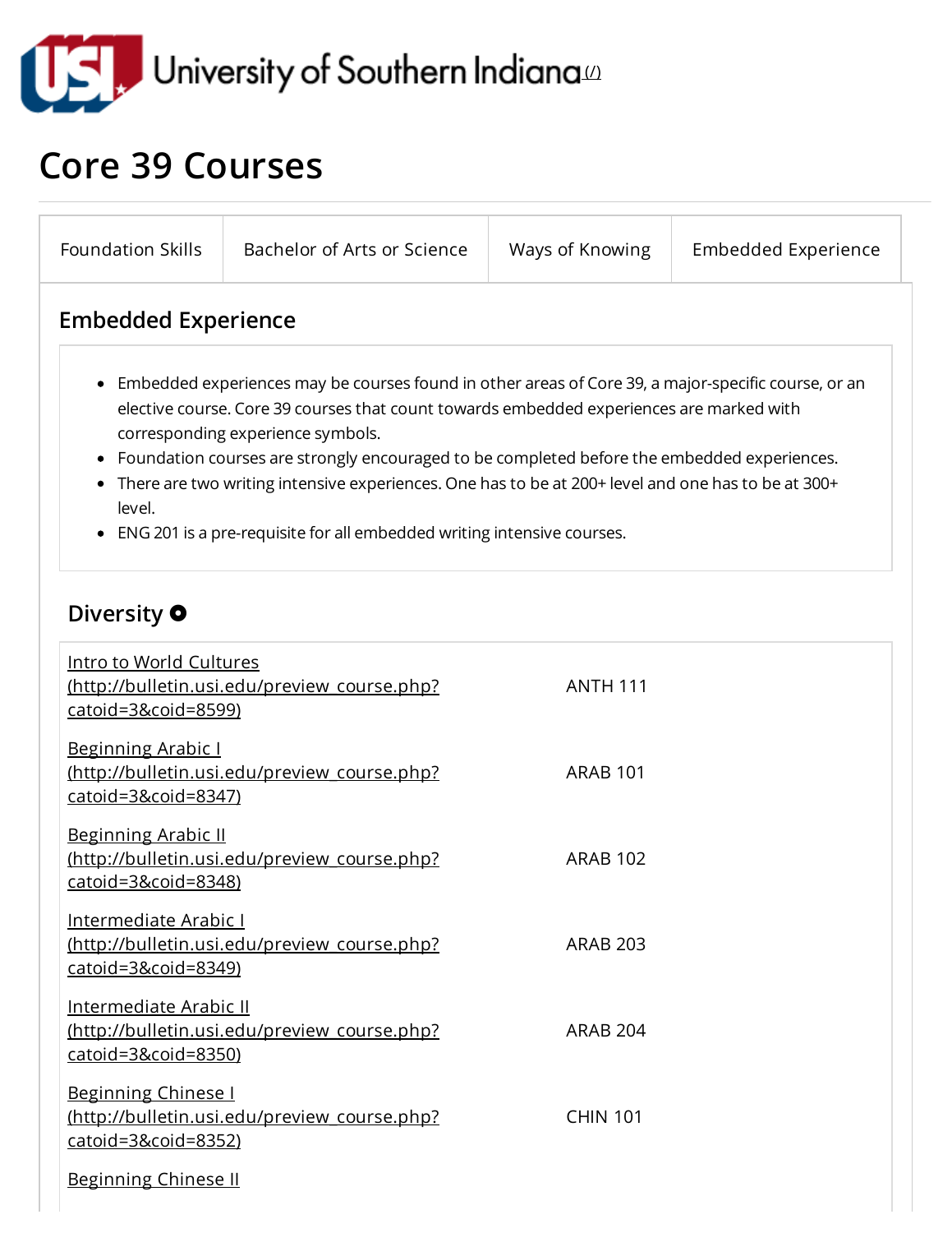University of Southern Indiana (/)

# Core 39 Courses

| Foundation Skills | Bachelor of Arts or Science | Ways of Knowing | Embedded Experience |
|---|---|---|---|

## Embedded Experience

- Embedded experiences may be courses found in other areas of Core 39, a major-specific course, or an elective course. Core 39 courses that count towards embedded experiences are marked with corresponding experience symbols.
- Foundation courses are strongly encouraged to be completed before the embedded experiences.
- There are two writing intensive experiences. One has to be at 200+ level and one has to be at 300+ level.
- ENG 201 is a pre-requisite for all embedded writing intensive courses.

### Diversity

| Course | Code |
|---|---|
| Intro to World Cultures (http://bulletin.usi.edu/preview_course.php?catoid=3&coid=8599) | ANTH 111 |
| Beginning Arabic I (http://bulletin.usi.edu/preview_course.php?catoid=3&coid=8347) | ARAB 101 |
| Beginning Arabic II (http://bulletin.usi.edu/preview_course.php?catoid=3&coid=8348) | ARAB 102 |
| Intermediate Arabic I (http://bulletin.usi.edu/preview_course.php?catoid=3&coid=8349) | ARAB 203 |
| Intermediate Arabic II (http://bulletin.usi.edu/preview_course.php?catoid=3&coid=8350) | ARAB 204 |
| Beginning Chinese I (http://bulletin.usi.edu/preview_course.php?catoid=3&coid=8352) | CHIN 101 |
| Beginning Chinese II | |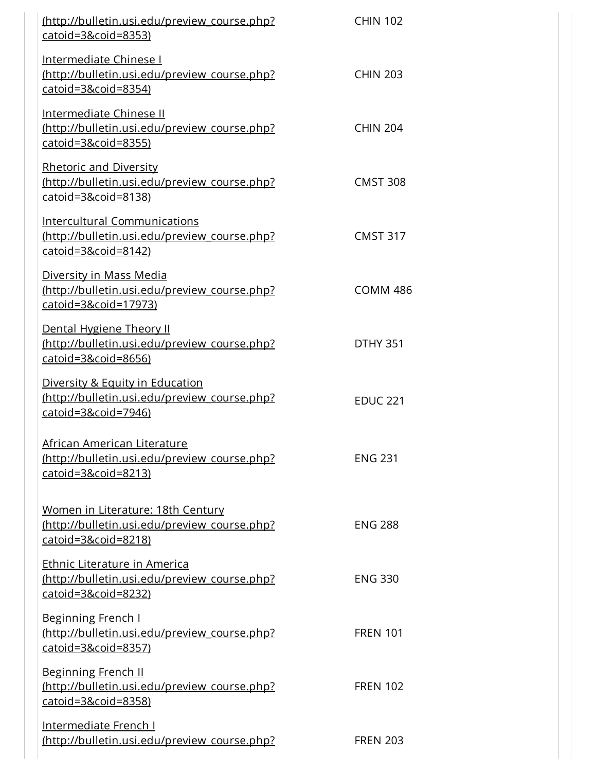| | |
|---|---|
| (http://bulletin.usi.edu/preview_course.php?catoid=3&coid=8353) | CHIN 102 |
| Intermediate Chinese I (http://bulletin.usi.edu/preview_course.php?catoid=3&coid=8354) | CHIN 203 |
| Intermediate Chinese II (http://bulletin.usi.edu/preview_course.php?catoid=3&coid=8355) | CHIN 204 |
| Rhetoric and Diversity (http://bulletin.usi.edu/preview_course.php?catoid=3&coid=8138) | CMST 308 |
| Intercultural Communications (http://bulletin.usi.edu/preview_course.php?catoid=3&coid=8142) | CMST 317 |
| Diversity in Mass Media (http://bulletin.usi.edu/preview_course.php?catoid=3&coid=17973) | COMM 486 |
| Dental Hygiene Theory II (http://bulletin.usi.edu/preview_course.php?catoid=3&coid=8656) | DTHY 351 |
| Diversity & Equity in Education (http://bulletin.usi.edu/preview_course.php?catoid=3&coid=7946) | EDUC 221 |
| African American Literature (http://bulletin.usi.edu/preview_course.php?catoid=3&coid=8213) | ENG 231 |
| Women in Literature: 18th Century (http://bulletin.usi.edu/preview_course.php?catoid=3&coid=8218) | ENG 288 |
| Ethnic Literature in America (http://bulletin.usi.edu/preview_course.php?catoid=3&coid=8232) | ENG 330 |
| Beginning French I (http://bulletin.usi.edu/preview_course.php?catoid=3&coid=8357) | FREN 101 |
| Beginning French II (http://bulletin.usi.edu/preview_course.php?catoid=3&coid=8358) | FREN 102 |
| Intermediate French I (http://bulletin.usi.edu/preview_course.php? | FREN 203 |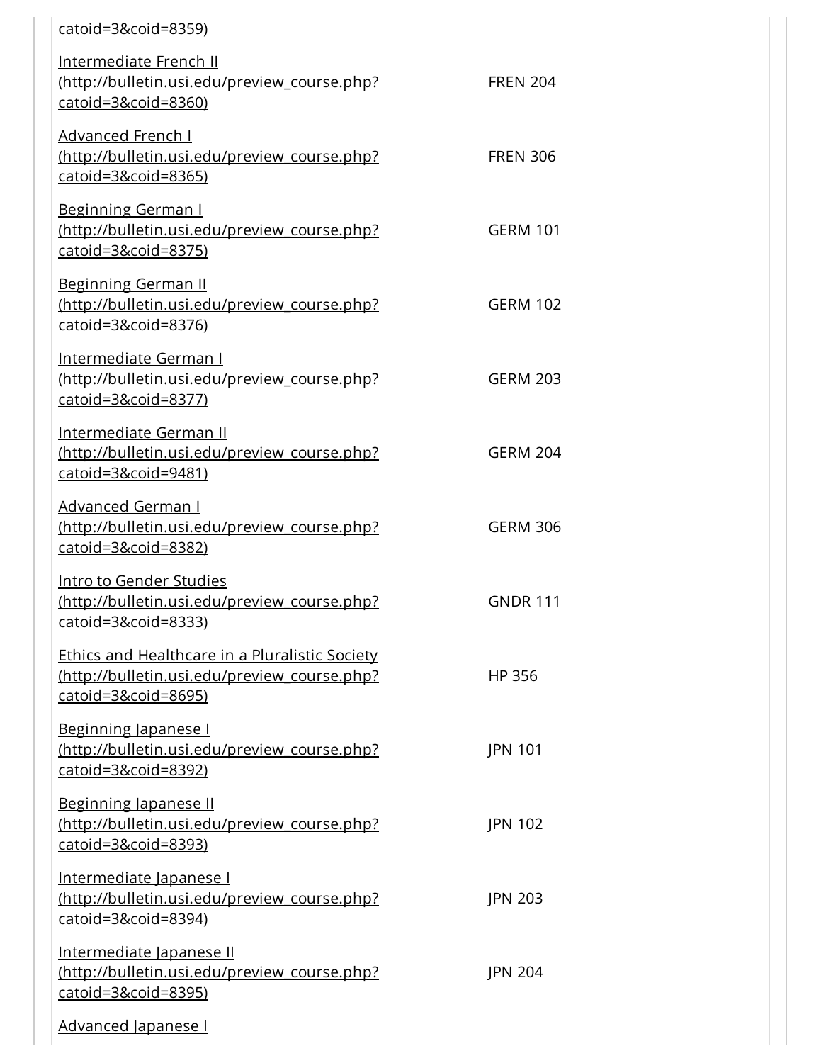| | |
|---|---|
| catoid=3&coid=8359) | |
| Intermediate French II (http://bulletin.usi.edu/preview_course.php?catoid=3&coid=8360) | FREN 204 |
| Advanced French I (http://bulletin.usi.edu/preview_course.php?catoid=3&coid=8365) | FREN 306 |
| Beginning German I (http://bulletin.usi.edu/preview_course.php?catoid=3&coid=8375) | GERM 101 |
| Beginning German II (http://bulletin.usi.edu/preview_course.php?catoid=3&coid=8376) | GERM 102 |
| Intermediate German I (http://bulletin.usi.edu/preview_course.php?catoid=3&coid=8377) | GERM 203 |
| Intermediate German II (http://bulletin.usi.edu/preview_course.php?catoid=3&coid=9481) | GERM 204 |
| Advanced German I (http://bulletin.usi.edu/preview_course.php?catoid=3&coid=8382) | GERM 306 |
| Intro to Gender Studies (http://bulletin.usi.edu/preview_course.php?catoid=3&coid=8333) | GNDR 111 |
| Ethics and Healthcare in a Pluralistic Society (http://bulletin.usi.edu/preview_course.php?catoid=3&coid=8695) | HP 356 |
| Beginning Japanese I (http://bulletin.usi.edu/preview_course.php?catoid=3&coid=8392) | JPN 101 |
| Beginning Japanese II (http://bulletin.usi.edu/preview_course.php?catoid=3&coid=8393) | JPN 102 |
| Intermediate Japanese I (http://bulletin.usi.edu/preview_course.php?catoid=3&coid=8394) | JPN 203 |
| Intermediate Japanese II (http://bulletin.usi.edu/preview_course.php?catoid=3&coid=8395) | JPN 204 |
| Advanced Japanese I | |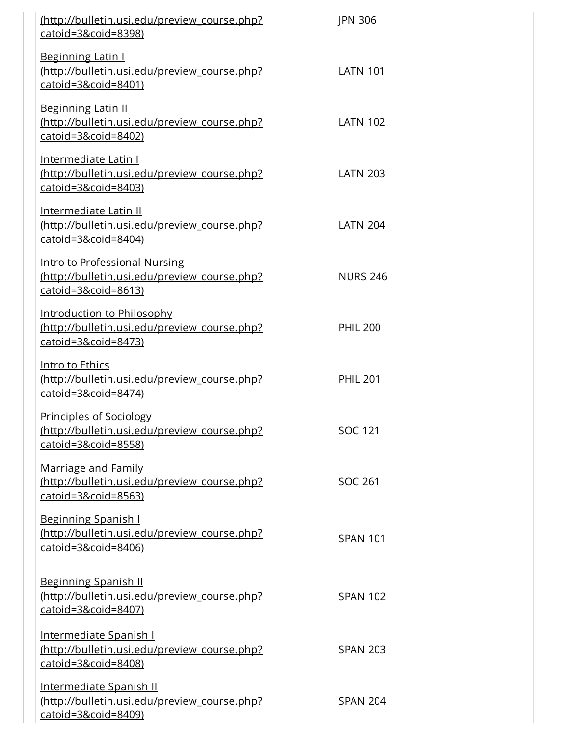| | |
|---|---|
| (http://bulletin.usi.edu/preview_course.php?catoid=3&coid=8398) | JPN 306 |
| Beginning Latin I (http://bulletin.usi.edu/preview_course.php?catoid=3&coid=8401) | LATN 101 |
| Beginning Latin II (http://bulletin.usi.edu/preview_course.php?catoid=3&coid=8402) | LATN 102 |
| Intermediate Latin I (http://bulletin.usi.edu/preview_course.php?catoid=3&coid=8403) | LATN 203 |
| Intermediate Latin II (http://bulletin.usi.edu/preview_course.php?catoid=3&coid=8404) | LATN 204 |
| Intro to Professional Nursing (http://bulletin.usi.edu/preview_course.php?catoid=3&coid=8613) | NURS 246 |
| Introduction to Philosophy (http://bulletin.usi.edu/preview_course.php?catoid=3&coid=8473) | PHIL 200 |
| Intro to Ethics (http://bulletin.usi.edu/preview_course.php?catoid=3&coid=8474) | PHIL 201 |
| Principles of Sociology (http://bulletin.usi.edu/preview_course.php?catoid=3&coid=8558) | SOC 121 |
| Marriage and Family (http://bulletin.usi.edu/preview_course.php?catoid=3&coid=8563) | SOC 261 |
| Beginning Spanish I (http://bulletin.usi.edu/preview_course.php?catoid=3&coid=8406) | SPAN 101 |
| Beginning Spanish II (http://bulletin.usi.edu/preview_course.php?catoid=3&coid=8407) | SPAN 102 |
| Intermediate Spanish I (http://bulletin.usi.edu/preview_course.php?catoid=3&coid=8408) | SPAN 203 |
| Intermediate Spanish II (http://bulletin.usi.edu/preview_course.php?catoid=3&coid=8409) | SPAN 204 |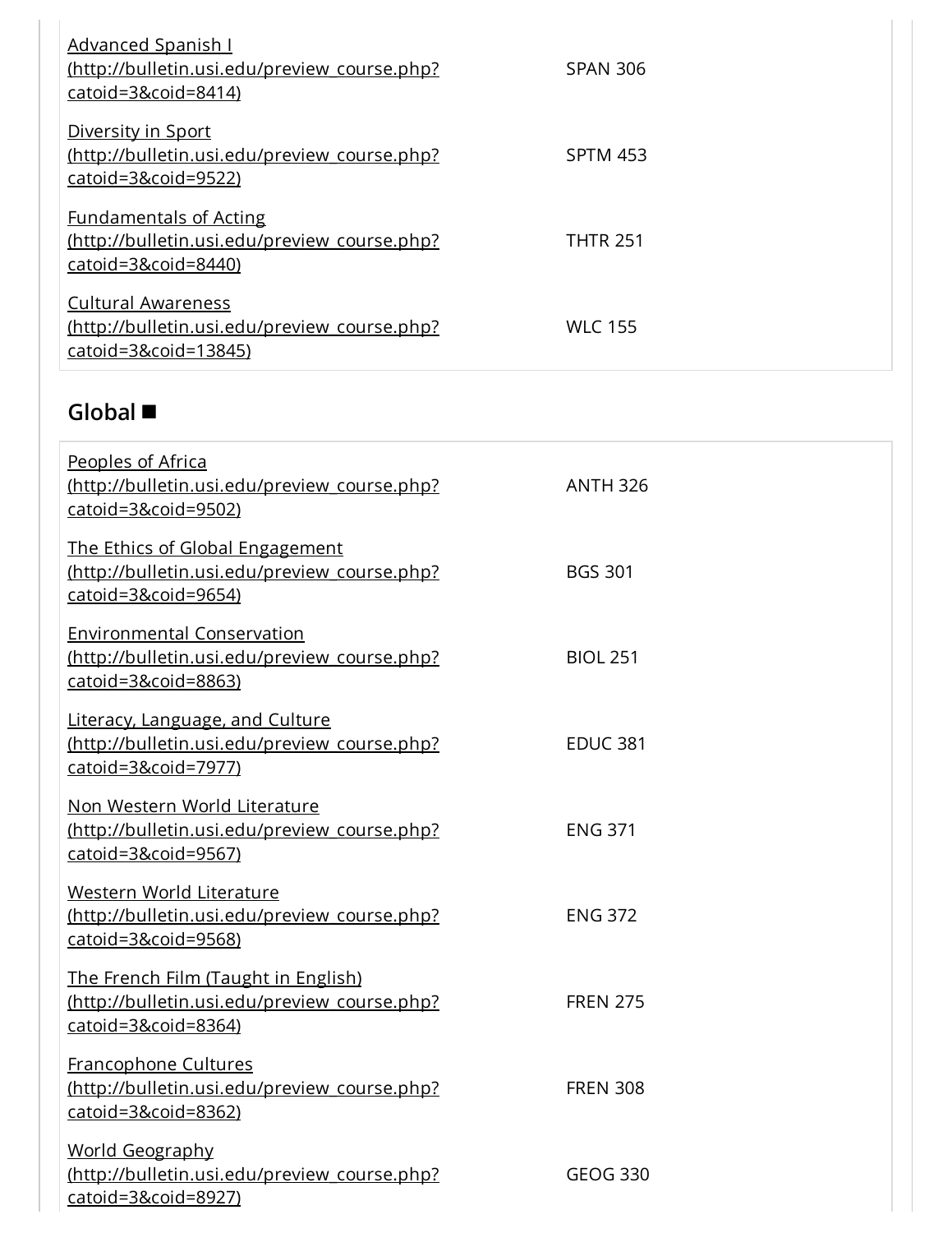| | |
|---|---|
| Advanced Spanish I (http://bulletin.usi.edu/preview_course.php?catoid=3&coid=8414) | SPAN 306 |
| Diversity in Sport (http://bulletin.usi.edu/preview_course.php?catoid=3&coid=9522) | SPTM 453 |
| Fundamentals of Acting (http://bulletin.usi.edu/preview_course.php?catoid=3&coid=8440) | THTR 251 |
| Cultural Awareness (http://bulletin.usi.edu/preview_course.php?catoid=3&coid=13845) | WLC 155 |

## Global ■

| | |
|---|---|
| Peoples of Africa (http://bulletin.usi.edu/preview_course.php?catoid=3&coid=9502) | ANTH 326 |
| The Ethics of Global Engagement (http://bulletin.usi.edu/preview_course.php?catoid=3&coid=9654) | BGS 301 |
| Environmental Conservation (http://bulletin.usi.edu/preview_course.php?catoid=3&coid=8863) | BIOL 251 |
| Literacy, Language, and Culture (http://bulletin.usi.edu/preview_course.php?catoid=3&coid=7977) | EDUC 381 |
| Non Western World Literature (http://bulletin.usi.edu/preview_course.php?catoid=3&coid=9567) | ENG 371 |
| Western World Literature (http://bulletin.usi.edu/preview_course.php?catoid=3&coid=9568) | ENG 372 |
| The French Film (Taught in English) (http://bulletin.usi.edu/preview_course.php?catoid=3&coid=8364) | FREN 275 |
| Francophone Cultures (http://bulletin.usi.edu/preview_course.php?catoid=3&coid=8362) | FREN 308 |
| World Geography (http://bulletin.usi.edu/preview_course.php?catoid=3&coid=8927) | GEOG 330 |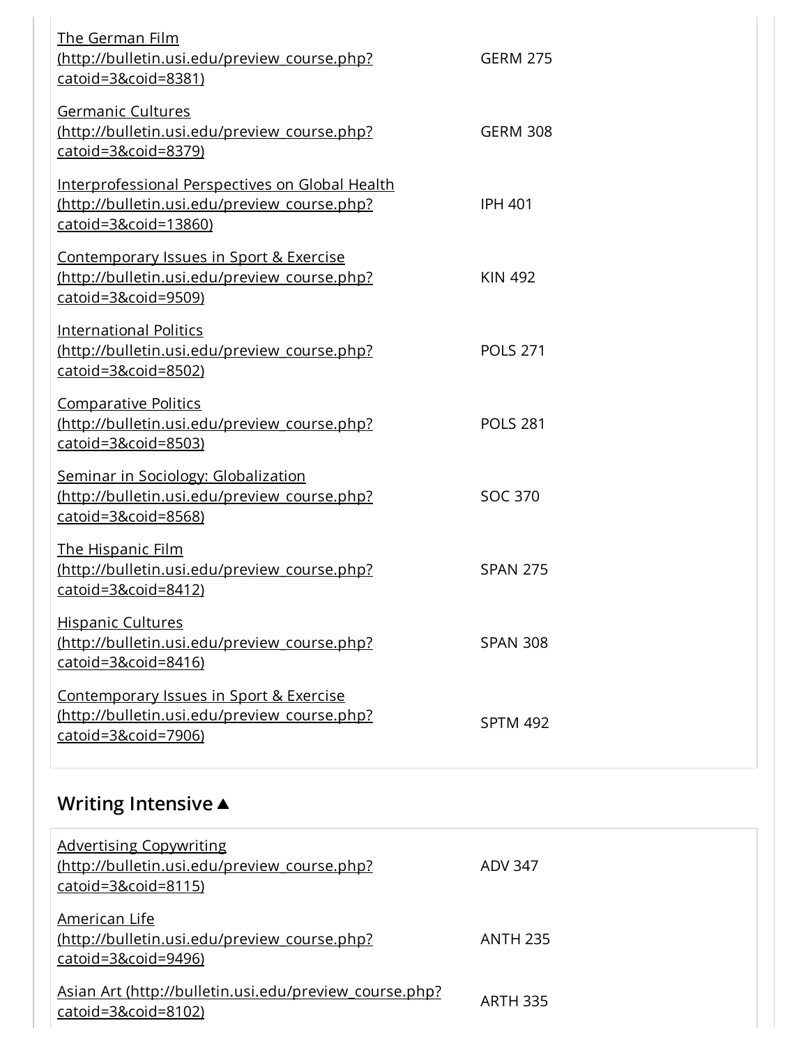| | |
|---|---|
| [The German Film (http://bulletin.usi.edu/preview_course.php?catoid=3&coid=8381)](http://bulletin.usi.edu/preview_course.php?catoid=3&coid=8381) | GERM 275 |
| [Germanic Cultures (http://bulletin.usi.edu/preview_course.php?catoid=3&coid=8379)](http://bulletin.usi.edu/preview_course.php?catoid=3&coid=8379) | GERM 308 |
| [Interprofessional Perspectives on Global Health (http://bulletin.usi.edu/preview_course.php?catoid=3&coid=13860)](http://bulletin.usi.edu/preview_course.php?catoid=3&coid=13860) | IPH 401 |
| [Contemporary Issues in Sport & Exercise (http://bulletin.usi.edu/preview_course.php?catoid=3&coid=9509)](http://bulletin.usi.edu/preview_course.php?catoid=3&coid=9509) | KIN 492 |
| [International Politics (http://bulletin.usi.edu/preview_course.php?catoid=3&coid=8502)](http://bulletin.usi.edu/preview_course.php?catoid=3&coid=8502) | POLS 271 |
| [Comparative Politics (http://bulletin.usi.edu/preview_course.php?catoid=3&coid=8503)](http://bulletin.usi.edu/preview_course.php?catoid=3&coid=8503) | POLS 281 |
| [Seminar in Sociology: Globalization (http://bulletin.usi.edu/preview_course.php?catoid=3&coid=8568)](http://bulletin.usi.edu/preview_course.php?catoid=3&coid=8568) | SOC 370 |
| [The Hispanic Film (http://bulletin.usi.edu/preview_course.php?catoid=3&coid=8412)](http://bulletin.usi.edu/preview_course.php?catoid=3&coid=8412) | SPAN 275 |
| [Hispanic Cultures (http://bulletin.usi.edu/preview_course.php?catoid=3&coid=8416)](http://bulletin.usi.edu/preview_course.php?catoid=3&coid=8416) | SPAN 308 |
| [Contemporary Issues in Sport & Exercise (http://bulletin.usi.edu/preview_course.php?catoid=3&coid=7906)](http://bulletin.usi.edu/preview_course.php?catoid=3&coid=7906) | SPTM 492 |

## Writing Intensive ▲

| | |
|---|---|
| [Advertising Copywriting (http://bulletin.usi.edu/preview_course.php?catoid=3&coid=8115)](http://bulletin.usi.edu/preview_course.php?catoid=3&coid=8115) | ADV 347 |
| [American Life (http://bulletin.usi.edu/preview_course.php?catoid=3&coid=9496)](http://bulletin.usi.edu/preview_course.php?catoid=3&coid=9496) | ANTH 235 |
| [Asian Art (http://bulletin.usi.edu/preview_course.php?catoid=3&coid=8102)](http://bulletin.usi.edu/preview_course.php?catoid=3&coid=8102) | ARTH 335 |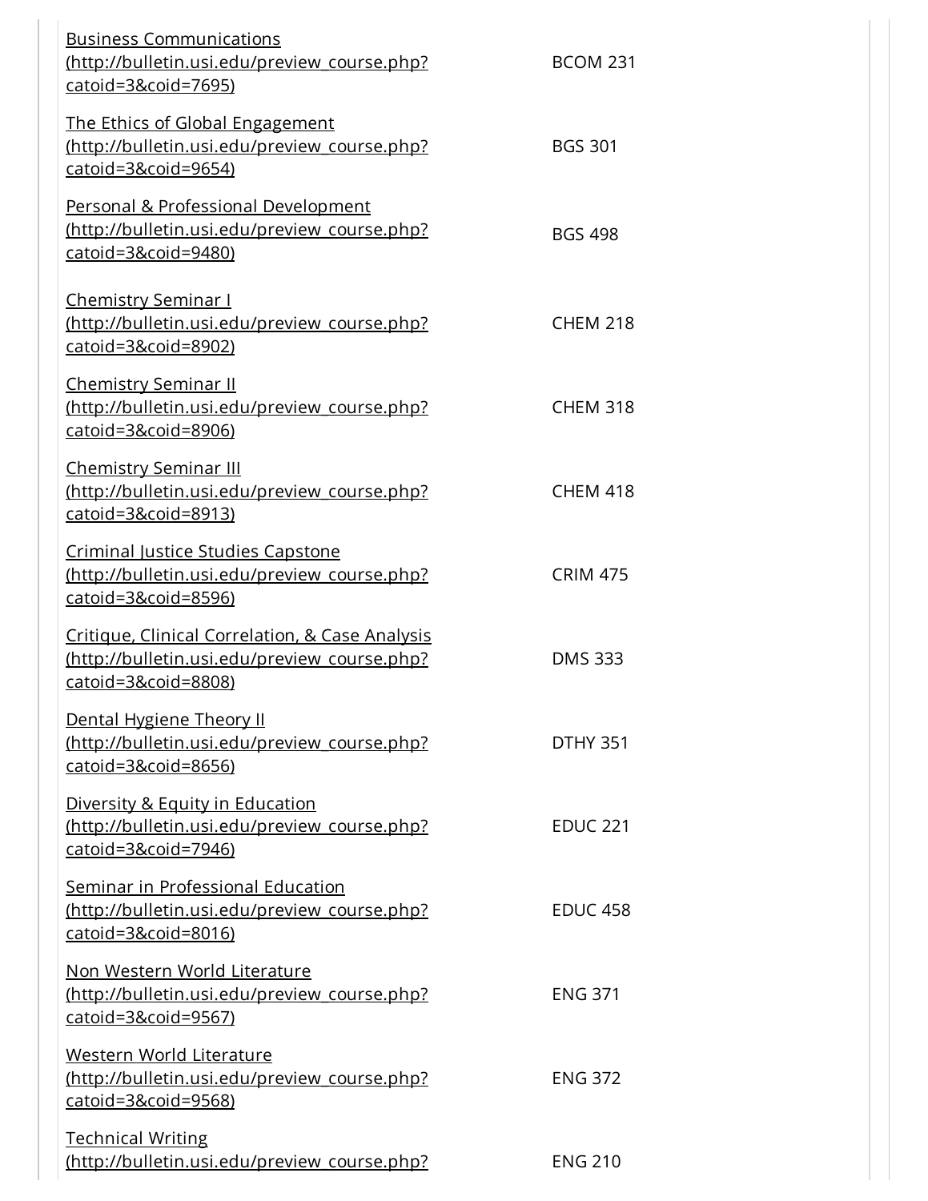| | |
|---|---|
| Business Communications (http://bulletin.usi.edu/preview_course.php?catoid=3&coid=7695) | BCOM 231 |
| The Ethics of Global Engagement (http://bulletin.usi.edu/preview_course.php?catoid=3&coid=9654) | BGS 301 |
| Personal & Professional Development (http://bulletin.usi.edu/preview_course.php?catoid=3&coid=9480) | BGS 498 |
| Chemistry Seminar I (http://bulletin.usi.edu/preview_course.php?catoid=3&coid=8902) | CHEM 218 |
| Chemistry Seminar II (http://bulletin.usi.edu/preview_course.php?catoid=3&coid=8906) | CHEM 318 |
| Chemistry Seminar III (http://bulletin.usi.edu/preview_course.php?catoid=3&coid=8913) | CHEM 418 |
| Criminal Justice Studies Capstone (http://bulletin.usi.edu/preview_course.php?catoid=3&coid=8596) | CRIM 475 |
| Critique, Clinical Correlation, & Case Analysis (http://bulletin.usi.edu/preview_course.php?catoid=3&coid=8808) | DMS 333 |
| Dental Hygiene Theory II (http://bulletin.usi.edu/preview_course.php?catoid=3&coid=8656) | DTHY 351 |
| Diversity & Equity in Education (http://bulletin.usi.edu/preview_course.php?catoid=3&coid=7946) | EDUC 221 |
| Seminar in Professional Education (http://bulletin.usi.edu/preview_course.php?catoid=3&coid=8016) | EDUC 458 |
| Non Western World Literature (http://bulletin.usi.edu/preview_course.php?catoid=3&coid=9567) | ENG 371 |
| Western World Literature (http://bulletin.usi.edu/preview_course.php?catoid=3&coid=9568) | ENG 372 |
| Technical Writing (http://bulletin.usi.edu/preview_course.php? | ENG 210 |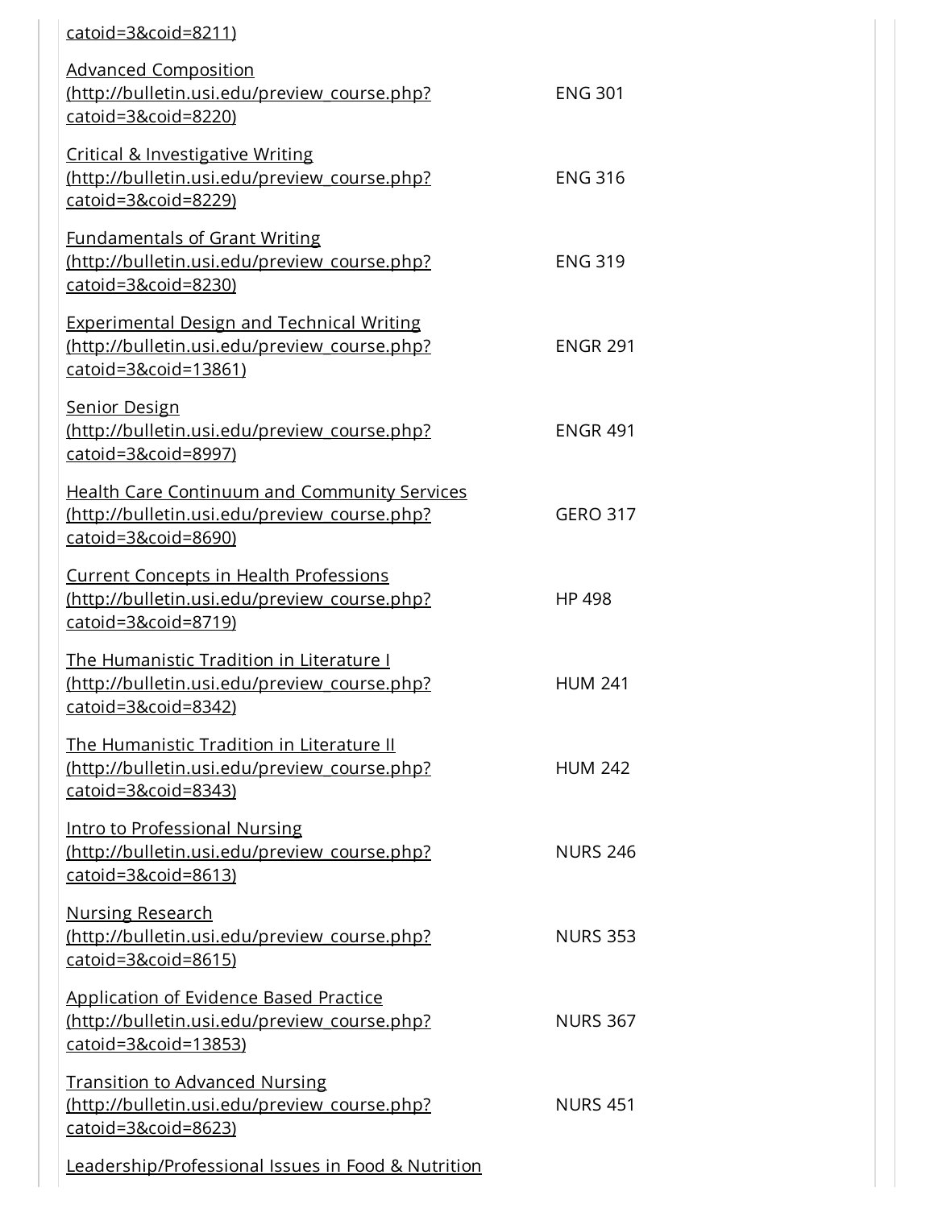| | |
|---|---|
| catoid=3&coid=8211) | |
| Advanced Composition (http://bulletin.usi.edu/preview_course.php?catoid=3&coid=8220) | ENG 301 |
| Critical & Investigative Writing (http://bulletin.usi.edu/preview_course.php?catoid=3&coid=8229) | ENG 316 |
| Fundamentals of Grant Writing (http://bulletin.usi.edu/preview_course.php?catoid=3&coid=8230) | ENG 319 |
| Experimental Design and Technical Writing (http://bulletin.usi.edu/preview_course.php?catoid=3&coid=13861) | ENGR 291 |
| Senior Design (http://bulletin.usi.edu/preview_course.php?catoid=3&coid=8997) | ENGR 491 |
| Health Care Continuum and Community Services (http://bulletin.usi.edu/preview_course.php?catoid=3&coid=8690) | GERO 317 |
| Current Concepts in Health Professions (http://bulletin.usi.edu/preview_course.php?catoid=3&coid=8719) | HP 498 |
| The Humanistic Tradition in Literature I (http://bulletin.usi.edu/preview_course.php?catoid=3&coid=8342) | HUM 241 |
| The Humanistic Tradition in Literature II (http://bulletin.usi.edu/preview_course.php?catoid=3&coid=8343) | HUM 242 |
| Intro to Professional Nursing (http://bulletin.usi.edu/preview_course.php?catoid=3&coid=8613) | NURS 246 |
| Nursing Research (http://bulletin.usi.edu/preview_course.php?catoid=3&coid=8615) | NURS 353 |
| Application of Evidence Based Practice (http://bulletin.usi.edu/preview_course.php?catoid=3&coid=13853) | NURS 367 |
| Transition to Advanced Nursing (http://bulletin.usi.edu/preview_course.php?catoid=3&coid=8623) | NURS 451 |
| Leadership/Professional Issues in Food & Nutrition | |